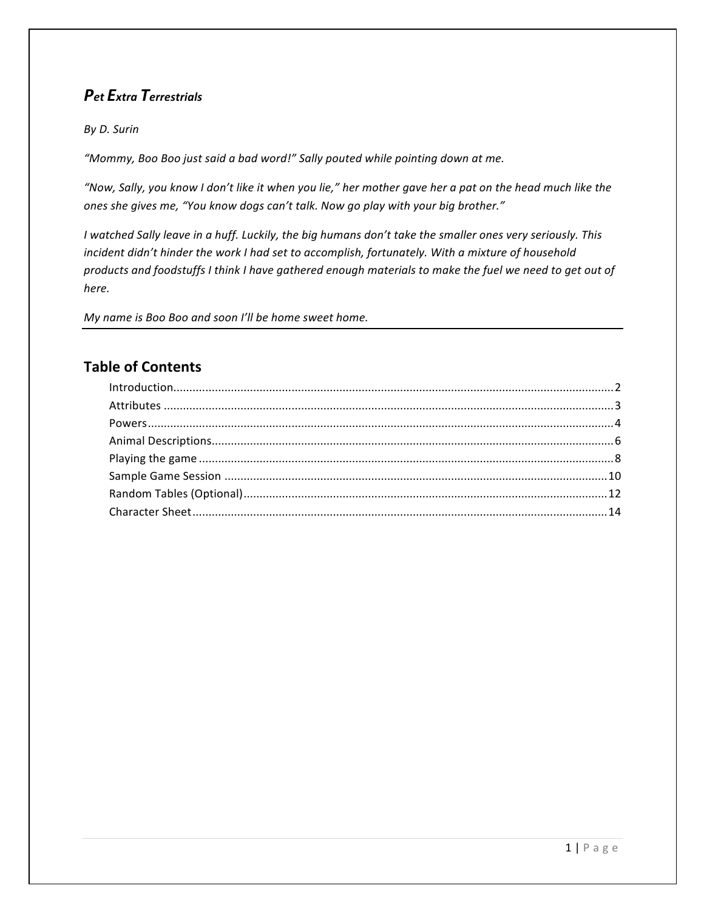# *Pet Extra Terrestrials*

*By D. Surin*

*"Mommy, Boo Boo just said a bad word!" Sally pouted while pointing down at me.*

*"Now, Sally, you know I don't like it when you lie," her mother gave her a pat on the head much like the ones she gives me, "You know dogs can't talk. Now go play with your big brother."*

*I watched Sally leave in a huff. Luckily, the big humans don't take the smaller ones very seriously. This incident didn't hinder the work I had set to accomplish, fortunately. With a mixture of household products and foodstuffs I think I have gathered enough materials to make the fuel we need to get out of here.*

*My name is Boo Boo and soon I'll be home sweet home.*

---

## Table of Contents

- Introduction.....2
- Attributes.....3
- Powers.....4
- Animal Descriptions.....6
- Playing the game.....8
- Sample Game Session.....10
- Random Tables (Optional).....12
- Character Sheet.....14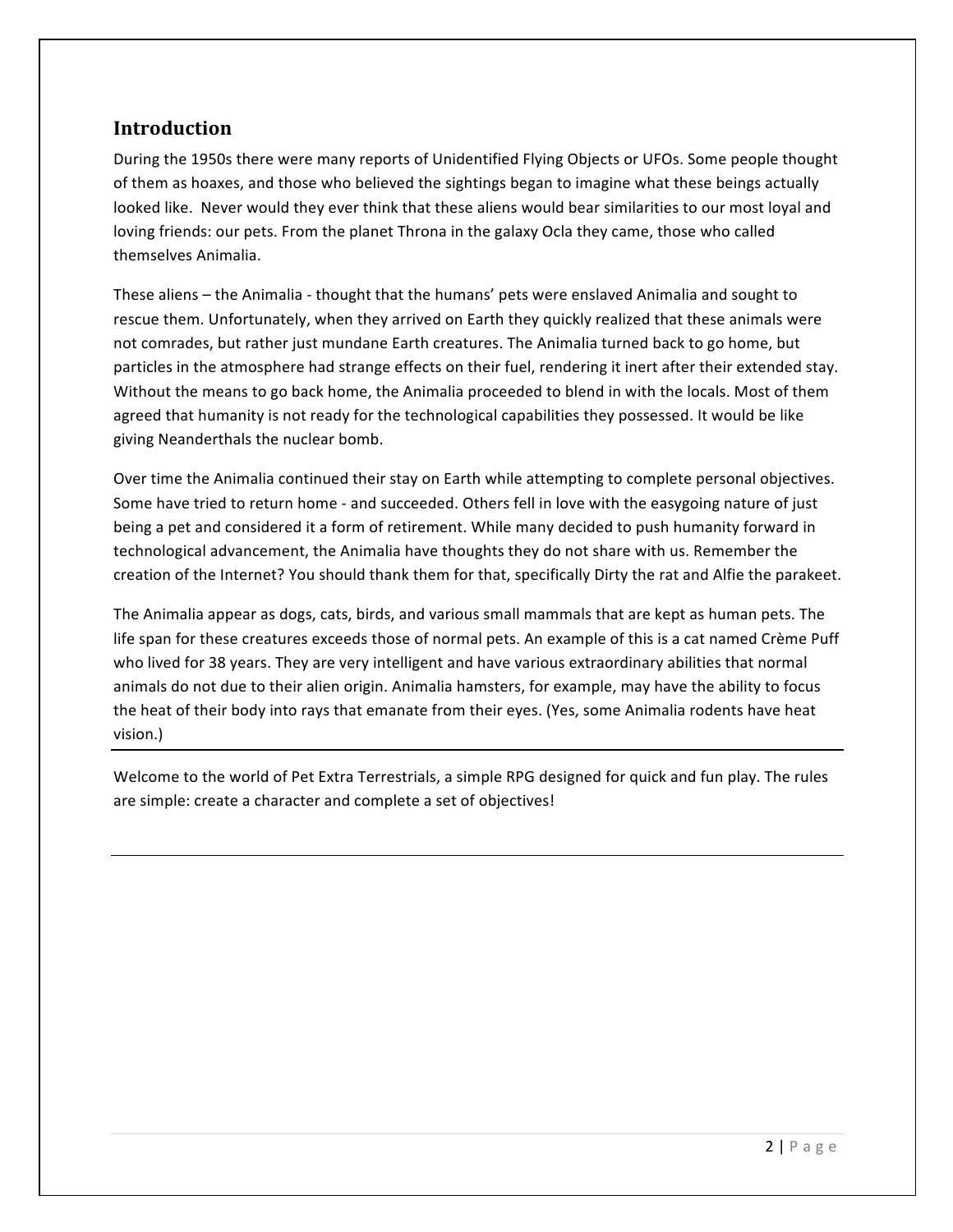## Introduction

During the 1950s there were many reports of Unidentified Flying Objects or UFOs. Some people thought of them as hoaxes, and those who believed the sightings began to imagine what these beings actually looked like. Never would they ever think that these aliens would bear similarities to our most loyal and loving friends: our pets. From the planet Throna in the galaxy Ocla they came, those who called themselves Animalia.

These aliens – the Animalia - thought that the humans' pets were enslaved Animalia and sought to rescue them. Unfortunately, when they arrived on Earth they quickly realized that these animals were not comrades, but rather just mundane Earth creatures. The Animalia turned back to go home, but particles in the atmosphere had strange effects on their fuel, rendering it inert after their extended stay. Without the means to go back home, the Animalia proceeded to blend in with the locals. Most of them agreed that humanity is not ready for the technological capabilities they possessed. It would be like giving Neanderthals the nuclear bomb.

Over time the Animalia continued their stay on Earth while attempting to complete personal objectives. Some have tried to return home - and succeeded. Others fell in love with the easygoing nature of just being a pet and considered it a form of retirement. While many decided to push humanity forward in technological advancement, the Animalia have thoughts they do not share with us. Remember the creation of the Internet? You should thank them for that, specifically Dirty the rat and Alfie the parakeet.

The Animalia appear as dogs, cats, birds, and various small mammals that are kept as human pets. The life span for these creatures exceeds those of normal pets. An example of this is a cat named Crème Puff who lived for 38 years. They are very intelligent and have various extraordinary abilities that normal animals do not due to their alien origin. Animalia hamsters, for example, may have the ability to focus the heat of their body into rays that emanate from their eyes. (Yes, some Animalia rodents have heat vision.)

---

Welcome to the world of Pet Extra Terrestrials, a simple RPG designed for quick and fun play. The rules are simple: create a character and complete a set of objectives!

---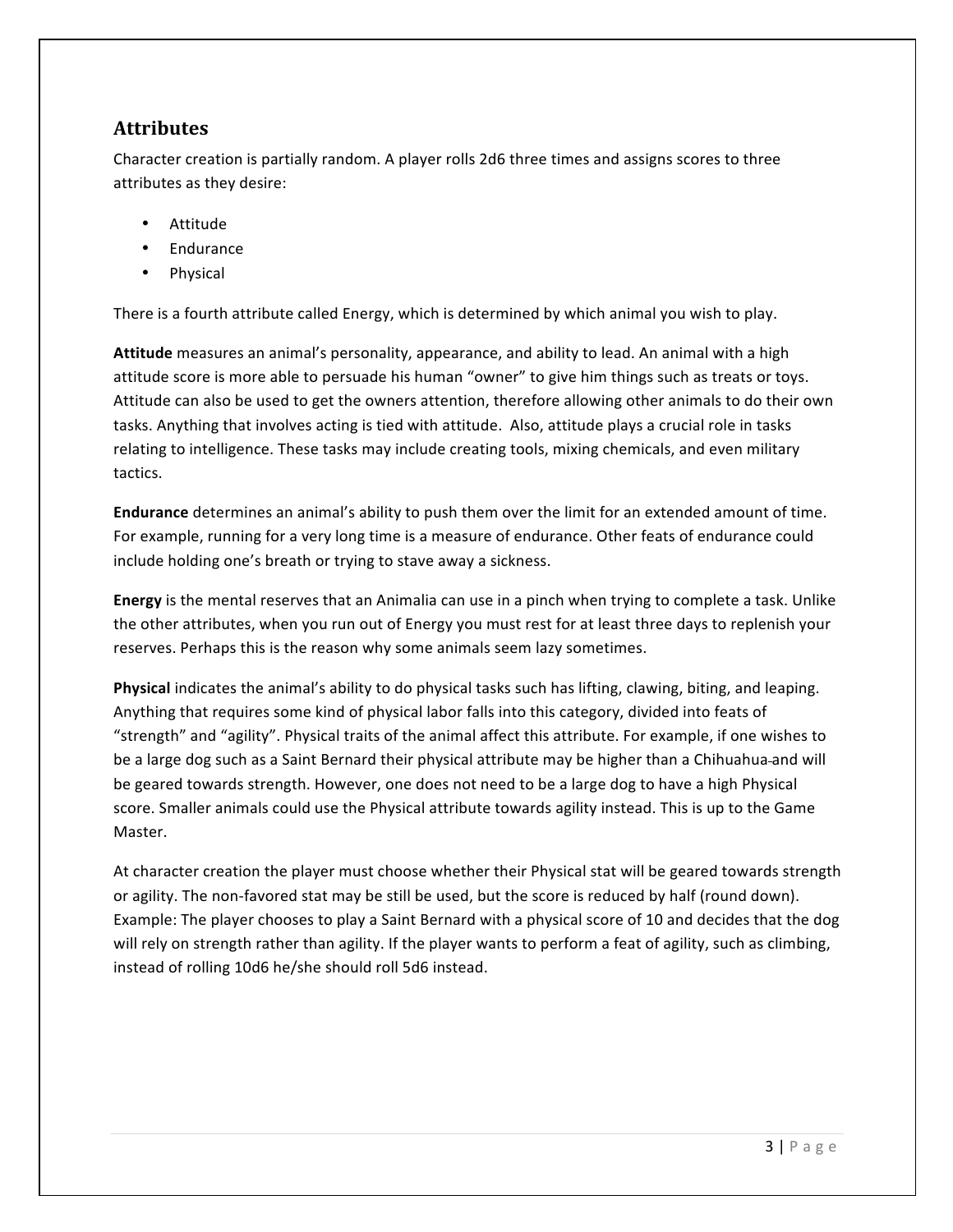## Attributes

Character creation is partially random. A player rolls 2d6 three times and assigns scores to three attributes as they desire:

- Attitude
- Endurance
- Physical

There is a fourth attribute called Energy, which is determined by which animal you wish to play.

**Attitude** measures an animal's personality, appearance, and ability to lead. An animal with a high attitude score is more able to persuade his human "owner" to give him things such as treats or toys. Attitude can also be used to get the owners attention, therefore allowing other animals to do their own tasks. Anything that involves acting is tied with attitude. Also, attitude plays a crucial role in tasks relating to intelligence. These tasks may include creating tools, mixing chemicals, and even military tactics.

**Endurance** determines an animal's ability to push them over the limit for an extended amount of time. For example, running for a very long time is a measure of endurance. Other feats of endurance could include holding one's breath or trying to stave away a sickness.

**Energy** is the mental reserves that an Animalia can use in a pinch when trying to complete a task. Unlike the other attributes, when you run out of Energy you must rest for at least three days to replenish your reserves. Perhaps this is the reason why some animals seem lazy sometimes.

**Physical** indicates the animal's ability to do physical tasks such has lifting, clawing, biting, and leaping. Anything that requires some kind of physical labor falls into this category, divided into feats of "strength" and "agility". Physical traits of the animal affect this attribute. For example, if one wishes to be a large dog such as a Saint Bernard their physical attribute may be higher than a Chihuahua and will be geared towards strength. However, one does not need to be a large dog to have a high Physical score. Smaller animals could use the Physical attribute towards agility instead. This is up to the Game Master.

At character creation the player must choose whether their Physical stat will be geared towards strength or agility. The non-favored stat may be still be used, but the score is reduced by half (round down). Example: The player chooses to play a Saint Bernard with a physical score of 10 and decides that the dog will rely on strength rather than agility. If the player wants to perform a feat of agility, such as climbing, instead of rolling 10d6 he/she should roll 5d6 instead.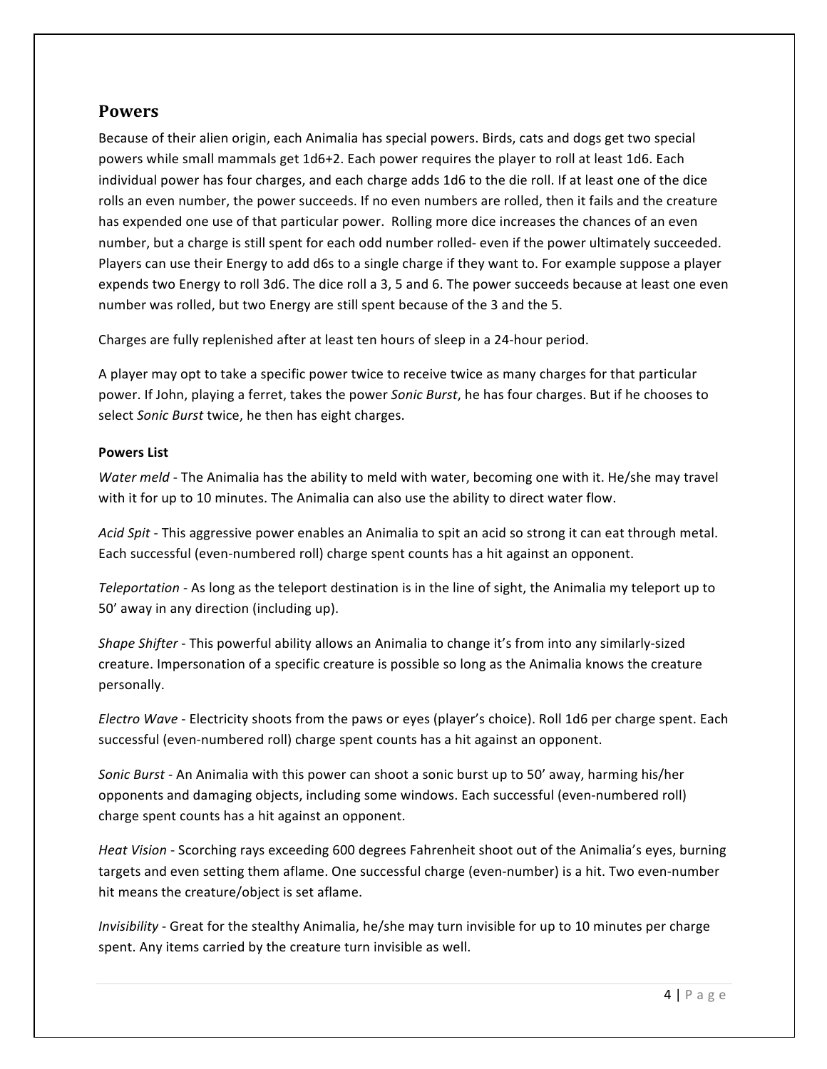## Powers

Because of their alien origin, each Animalia has special powers. Birds, cats and dogs get two special powers while small mammals get 1d6+2. Each power requires the player to roll at least 1d6. Each individual power has four charges, and each charge adds 1d6 to the die roll. If at least one of the dice rolls an even number, the power succeeds. If no even numbers are rolled, then it fails and the creature has expended one use of that particular power. Rolling more dice increases the chances of an even number, but a charge is still spent for each odd number rolled- even if the power ultimately succeeded. Players can use their Energy to add d6s to a single charge if they want to. For example suppose a player expends two Energy to roll 3d6. The dice roll a 3, 5 and 6. The power succeeds because at least one even number was rolled, but two Energy are still spent because of the 3 and the 5.

Charges are fully replenished after at least ten hours of sleep in a 24-hour period.

A player may opt to take a specific power twice to receive twice as many charges for that particular power. If John, playing a ferret, takes the power *Sonic Burst*, he has four charges. But if he chooses to select *Sonic Burst* twice, he then has eight charges.

**Powers List**

*Water meld* - The Animalia has the ability to meld with water, becoming one with it. He/she may travel with it for up to 10 minutes. The Animalia can also use the ability to direct water flow.

*Acid Spit* - This aggressive power enables an Animalia to spit an acid so strong it can eat through metal. Each successful (even-numbered roll) charge spent counts has a hit against an opponent.

*Teleportation* - As long as the teleport destination is in the line of sight, the Animalia my teleport up to 50' away in any direction (including up).

*Shape Shifter* - This powerful ability allows an Animalia to change it's from into any similarly-sized creature. Impersonation of a specific creature is possible so long as the Animalia knows the creature personally.

*Electro Wave* - Electricity shoots from the paws or eyes (player's choice). Roll 1d6 per charge spent. Each successful (even-numbered roll) charge spent counts has a hit against an opponent.

*Sonic Burst* - An Animalia with this power can shoot a sonic burst up to 50' away, harming his/her opponents and damaging objects, including some windows. Each successful (even-numbered roll) charge spent counts has a hit against an opponent.

*Heat Vision* - Scorching rays exceeding 600 degrees Fahrenheit shoot out of the Animalia's eyes, burning targets and even setting them aflame. One successful charge (even-number) is a hit. Two even-number hit means the creature/object is set aflame.

*Invisibility* - Great for the stealthy Animalia, he/she may turn invisible for up to 10 minutes per charge spent. Any items carried by the creature turn invisible as well.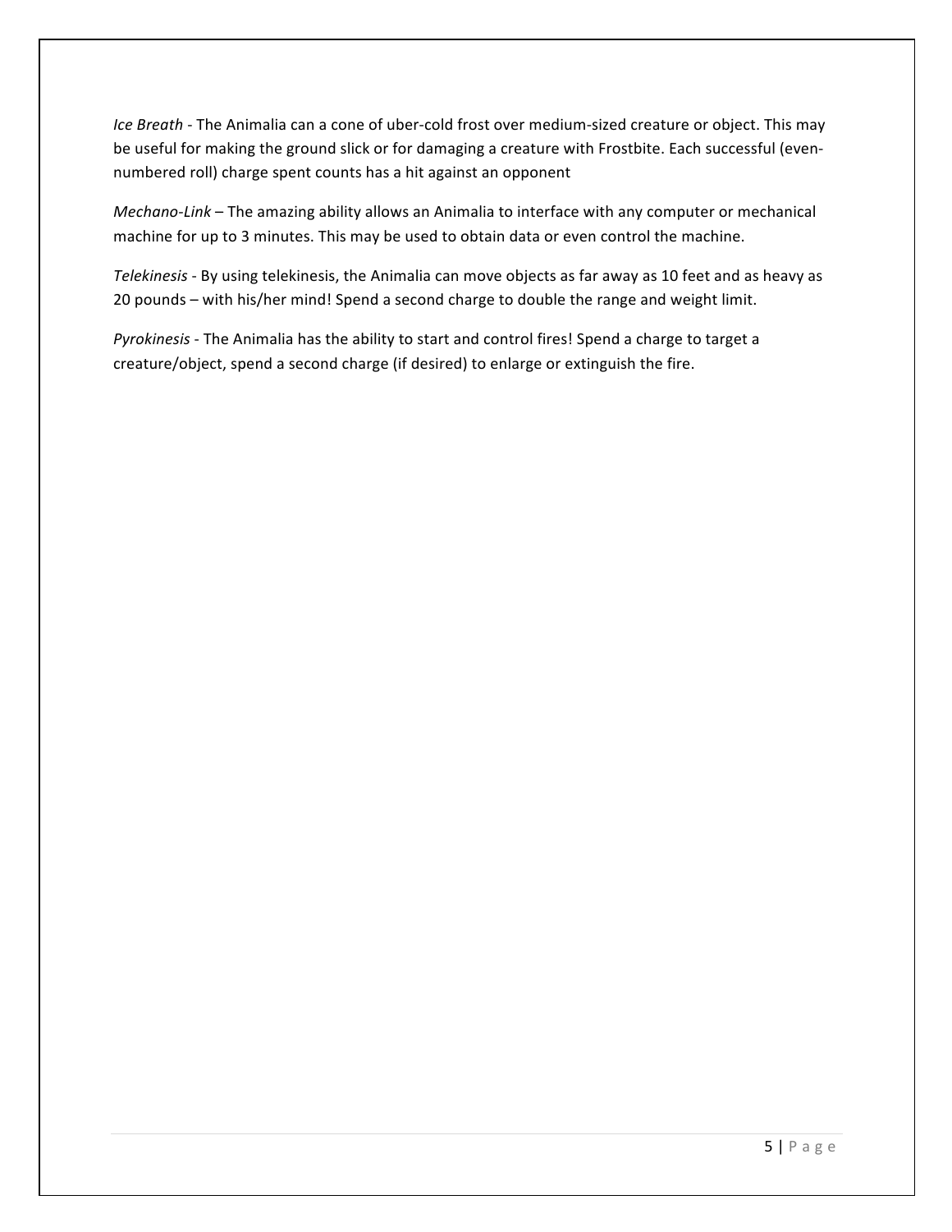*Ice Breath* - The Animalia can a cone of uber-cold frost over medium-sized creature or object. This may be useful for making the ground slick or for damaging a creature with Frostbite. Each successful (even-numbered roll) charge spent counts has a hit against an opponent

*Mechano-Link* – The amazing ability allows an Animalia to interface with any computer or mechanical machine for up to 3 minutes. This may be used to obtain data or even control the machine.

*Telekinesis* - By using telekinesis, the Animalia can move objects as far away as 10 feet and as heavy as 20 pounds – with his/her mind! Spend a second charge to double the range and weight limit.

*Pyrokinesis* - The Animalia has the ability to start and control fires! Spend a charge to target a creature/object, spend a second charge (if desired) to enlarge or extinguish the fire.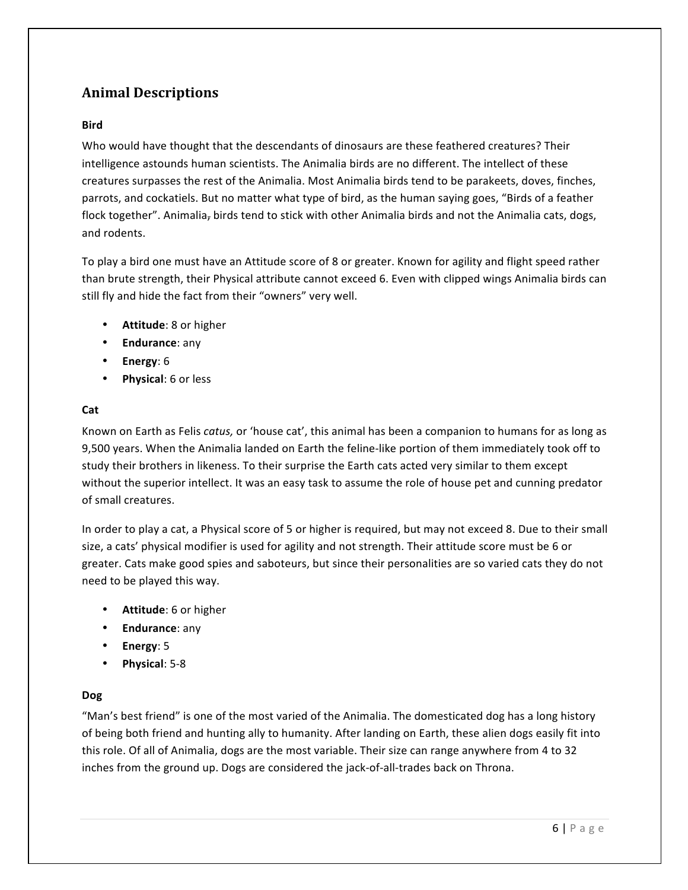## Animal Descriptions

### Bird

Who would have thought that the descendants of dinosaurs are these feathered creatures? Their intelligence astounds human scientists. The Animalia birds are no different. The intellect of these creatures surpasses the rest of the Animalia. Most Animalia birds tend to be parakeets, doves, finches, parrots, and cockatiels. But no matter what type of bird, as the human saying goes, "Birds of a feather flock together". Animalia~~,~~ birds tend to stick with other Animalia birds and not the Animalia cats, dogs, and rodents.

To play a bird one must have an Attitude score of 8 or greater. Known for agility and flight speed rather than brute strength, their Physical attribute cannot exceed 6. Even with clipped wings Animalia birds can still fly and hide the fact from their "owners" very well.

- **Attitude**: 8 or higher
- **Endurance**: any
- **Energy**: 6
- **Physical**: 6 or less

### Cat

Known on Earth as Felis *catus,* or 'house cat', this animal has been a companion to humans for as long as 9,500 years. When the Animalia landed on Earth the feline-like portion of them immediately took off to study their brothers in likeness. To their surprise the Earth cats acted very similar to them except without the superior intellect. It was an easy task to assume the role of house pet and cunning predator of small creatures.

In order to play a cat, a Physical score of 5 or higher is required, but may not exceed 8. Due to their small size, a cats' physical modifier is used for agility and not strength. Their attitude score must be 6 or greater. Cats make good spies and saboteurs, but since their personalities are so varied cats they do not need to be played this way.

- **Attitude**: 6 or higher
- **Endurance**: any
- **Energy**: 5
- **Physical**: 5-8

### Dog

"Man's best friend" is one of the most varied of the Animalia. The domesticated dog has a long history of being both friend and hunting ally to humanity. After landing on Earth, these alien dogs easily fit into this role. Of all of Animalia, dogs are the most variable. Their size can range anywhere from 4 to 32 inches from the ground up. Dogs are considered the jack-of-all-trades back on Throna.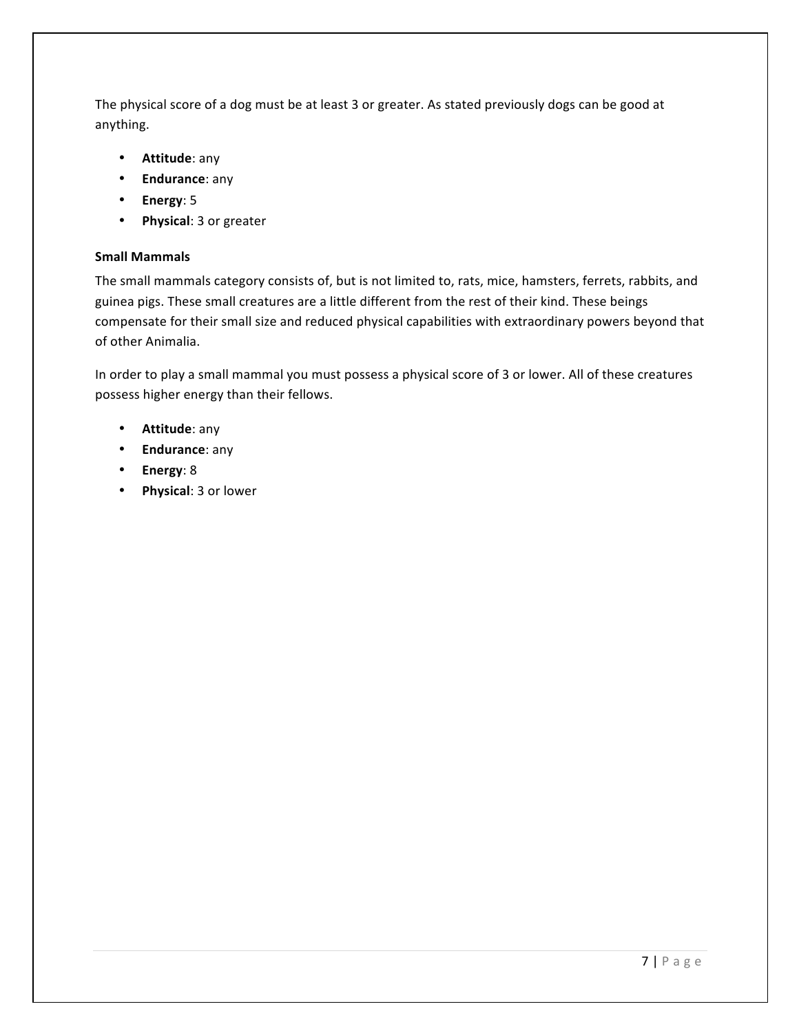The physical score of a dog must be at least 3 or greater. As stated previously dogs can be good at anything.

- **Attitude**: any
- **Endurance**: any
- **Energy**: 5
- **Physical**: 3 or greater

### Small Mammals

The small mammals category consists of, but is not limited to, rats, mice, hamsters, ferrets, rabbits, and guinea pigs. These small creatures are a little different from the rest of their kind. These beings compensate for their small size and reduced physical capabilities with extraordinary powers beyond that of other Animalia.

In order to play a small mammal you must possess a physical score of 3 or lower. All of these creatures possess higher energy than their fellows.

- **Attitude**: any
- **Endurance**: any
- **Energy**: 8
- **Physical**: 3 or lower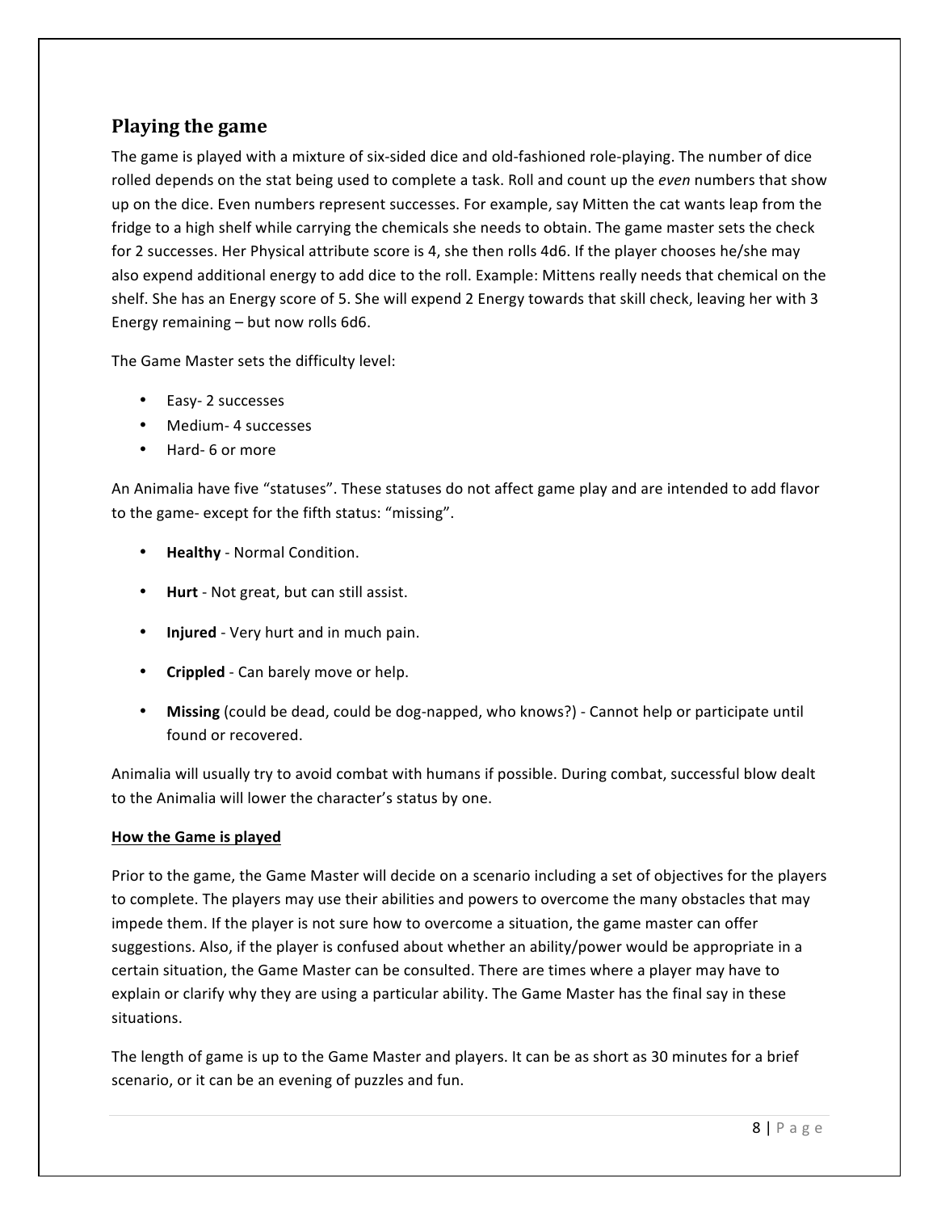## Playing the game

The game is played with a mixture of six-sided dice and old-fashioned role-playing. The number of dice rolled depends on the stat being used to complete a task. Roll and count up the *even* numbers that show up on the dice. Even numbers represent successes. For example, say Mitten the cat wants leap from the fridge to a high shelf while carrying the chemicals she needs to obtain. The game master sets the check for 2 successes. Her Physical attribute score is 4, she then rolls 4d6. If the player chooses he/she may also expend additional energy to add dice to the roll. Example: Mittens really needs that chemical on the shelf. She has an Energy score of 5. She will expend 2 Energy towards that skill check, leaving her with 3 Energy remaining – but now rolls 6d6.

The Game Master sets the difficulty level:

- Easy- 2 successes
- Medium- 4 successes
- Hard- 6 or more

An Animalia have five "statuses". These statuses do not affect game play and are intended to add flavor to the game- except for the fifth status: "missing".

- **Healthy** - Normal Condition.
- **Hurt** - Not great, but can still assist.
- **Injured** - Very hurt and in much pain.
- **Crippled** - Can barely move or help.
- **Missing** (could be dead, could be dog-napped, who knows?) - Cannot help or participate until found or recovered.

Animalia will usually try to avoid combat with humans if possible. During combat, successful blow dealt to the Animalia will lower the character's status by one.

### How the Game is played

Prior to the game, the Game Master will decide on a scenario including a set of objectives for the players to complete. The players may use their abilities and powers to overcome the many obstacles that may impede them. If the player is not sure how to overcome a situation, the game master can offer suggestions. Also, if the player is confused about whether an ability/power would be appropriate in a certain situation, the Game Master can be consulted. There are times where a player may have to explain or clarify why they are using a particular ability. The Game Master has the final say in these situations.

The length of game is up to the Game Master and players. It can be as short as 30 minutes for a brief scenario, or it can be an evening of puzzles and fun.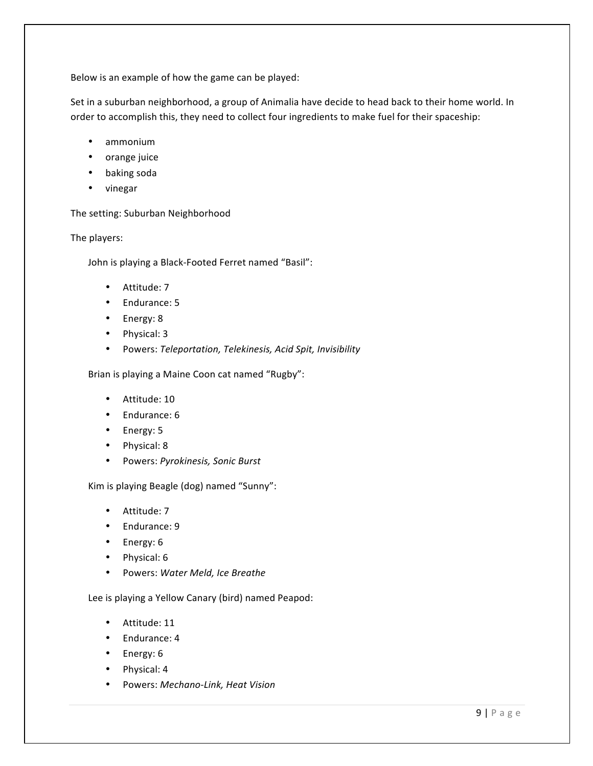Below is an example of how the game can be played:

Set in a suburban neighborhood, a group of Animalia have decide to head back to their home world. In order to accomplish this, they need to collect four ingredients to make fuel for their spaceship:

- ammonium
- orange juice
- baking soda
- vinegar

The setting: Suburban Neighborhood

The players:

John is playing a Black-Footed Ferret named "Basil":

- Attitude: 7
- Endurance: 5
- Energy: 8
- Physical: 3
- Powers: *Teleportation, Telekinesis, Acid Spit, Invisibility*

Brian is playing a Maine Coon cat named "Rugby":

- Attitude: 10
- Endurance: 6
- Energy: 5
- Physical: 8
- Powers: *Pyrokinesis, Sonic Burst*

Kim is playing Beagle (dog) named "Sunny":

- Attitude: 7
- Endurance: 9
- Energy: 6
- Physical: 6
- Powers: *Water Meld, Ice Breathe*

Lee is playing a Yellow Canary (bird) named Peapod:

- Attitude: 11
- Endurance: 4
- Energy: 6
- Physical: 4
- Powers: *Mechano-Link, Heat Vision*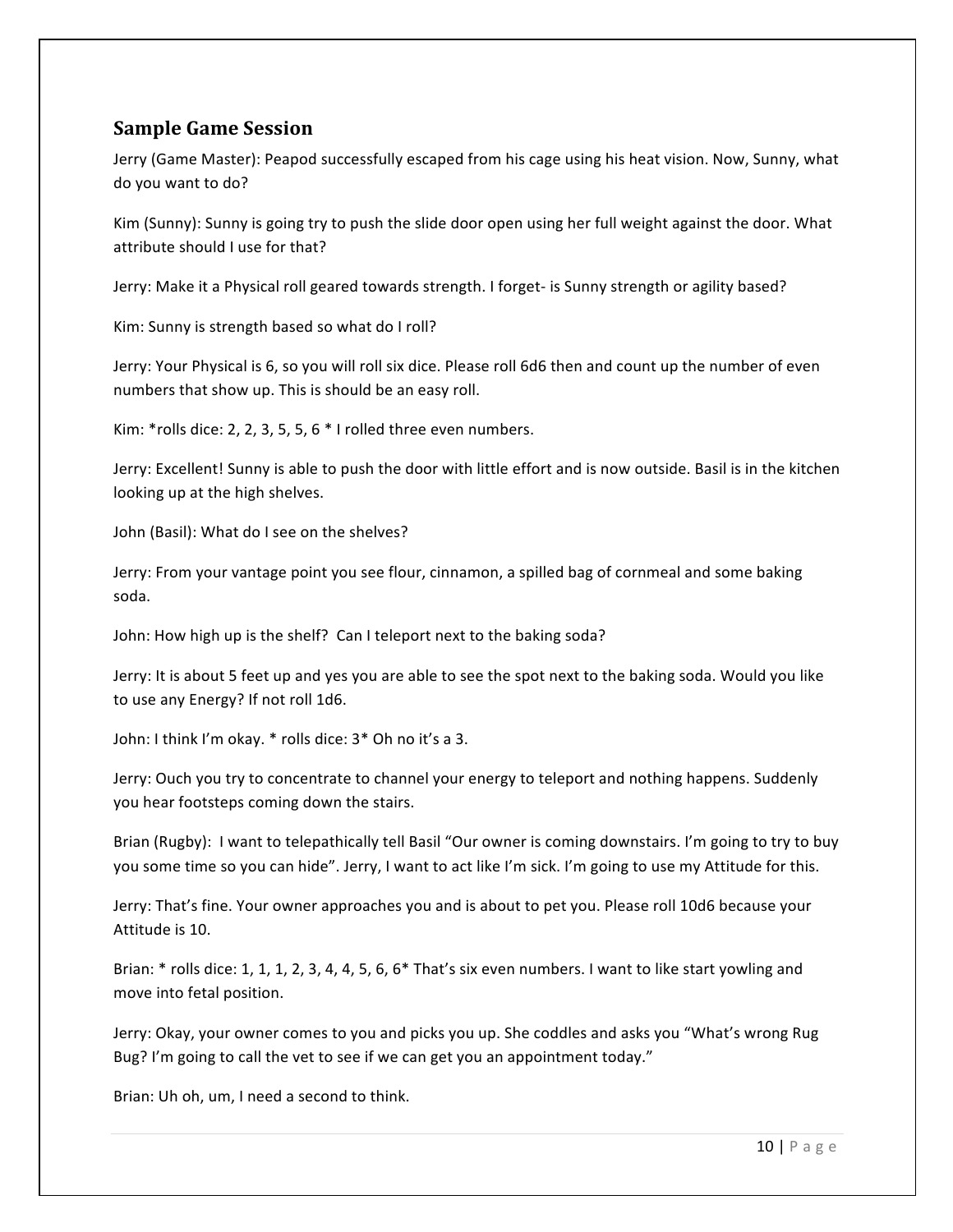## Sample Game Session

Jerry (Game Master): Peapod successfully escaped from his cage using his heat vision. Now, Sunny, what do you want to do?

Kim (Sunny): Sunny is going try to push the slide door open using her full weight against the door. What attribute should I use for that?

Jerry: Make it a Physical roll geared towards strength. I forget- is Sunny strength or agility based?

Kim: Sunny is strength based so what do I roll?

Jerry: Your Physical is 6, so you will roll six dice. Please roll 6d6 then and count up the number of even numbers that show up. This is should be an easy roll.

Kim: *rolls dice: 2, 2, 3, 5, 5, 6 * I rolled three even numbers.

Jerry: Excellent! Sunny is able to push the door with little effort and is now outside. Basil is in the kitchen looking up at the high shelves.

John (Basil): What do I see on the shelves?

Jerry: From your vantage point you see flour, cinnamon, a spilled bag of cornmeal and some baking soda.

John: How high up is the shelf? Can I teleport next to the baking soda?

Jerry: It is about 5 feet up and yes you are able to see the spot next to the baking soda. Would you like to use any Energy? If not roll 1d6.

John: I think I'm okay. * rolls dice: 3* Oh no it's a 3.

Jerry: Ouch you try to concentrate to channel your energy to teleport and nothing happens. Suddenly you hear footsteps coming down the stairs.

Brian (Rugby): I want to telepathically tell Basil "Our owner is coming downstairs. I'm going to try to buy you some time so you can hide". Jerry, I want to act like I'm sick. I'm going to use my Attitude for this.

Jerry: That's fine. Your owner approaches you and is about to pet you. Please roll 10d6 because your Attitude is 10.

Brian: * rolls dice: 1, 1, 1, 2, 3, 4, 4, 5, 6, 6* That's six even numbers. I want to like start yowling and move into fetal position.

Jerry: Okay, your owner comes to you and picks you up. She coddles and asks you "What's wrong Rug Bug? I'm going to call the vet to see if we can get you an appointment today."

Brian: Uh oh, um, I need a second to think.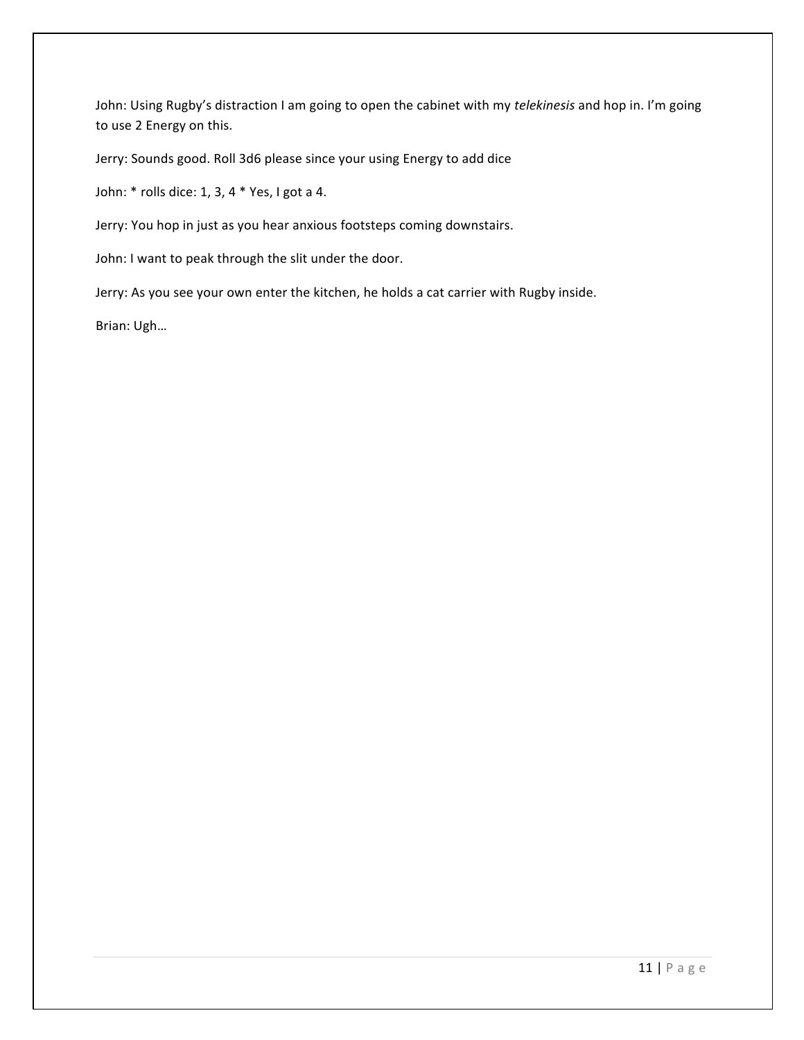John: Using Rugby's distraction I am going to open the cabinet with my *telekinesis* and hop in. I'm going to use 2 Energy on this.

Jerry: Sounds good. Roll 3d6 please since your using Energy to add dice

John: * rolls dice: 1, 3, 4 * Yes, I got a 4.

Jerry: You hop in just as you hear anxious footsteps coming downstairs.

John: I want to peak through the slit under the door.

Jerry: As you see your own enter the kitchen, he holds a cat carrier with Rugby inside.

Brian: Ugh…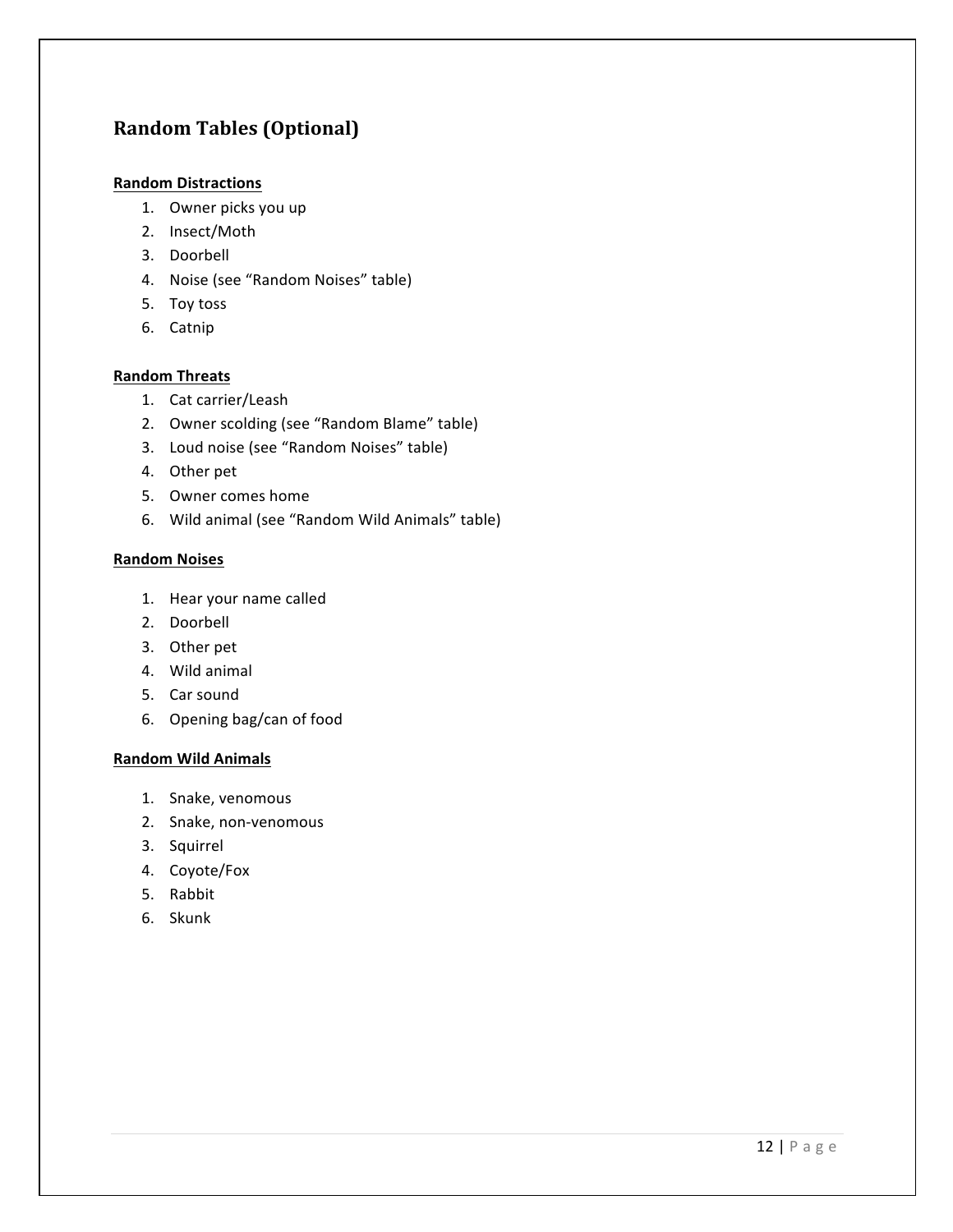## Random Tables (Optional)

**Random Distractions**

1. Owner picks you up
2. Insect/Moth
3. Doorbell
4. Noise (see "Random Noises" table)
5. Toy toss
6. Catnip

**Random Threats**

1. Cat carrier/Leash
2. Owner scolding (see "Random Blame" table)
3. Loud noise (see "Random Noises" table)
4. Other pet
5. Owner comes home
6. Wild animal (see "Random Wild Animals" table)

**Random Noises**

1. Hear your name called
2. Doorbell
3. Other pet
4. Wild animal
5. Car sound
6. Opening bag/can of food

**Random Wild Animals**

1. Snake, venomous
2. Snake, non-venomous
3. Squirrel
4. Coyote/Fox
5. Rabbit
6. Skunk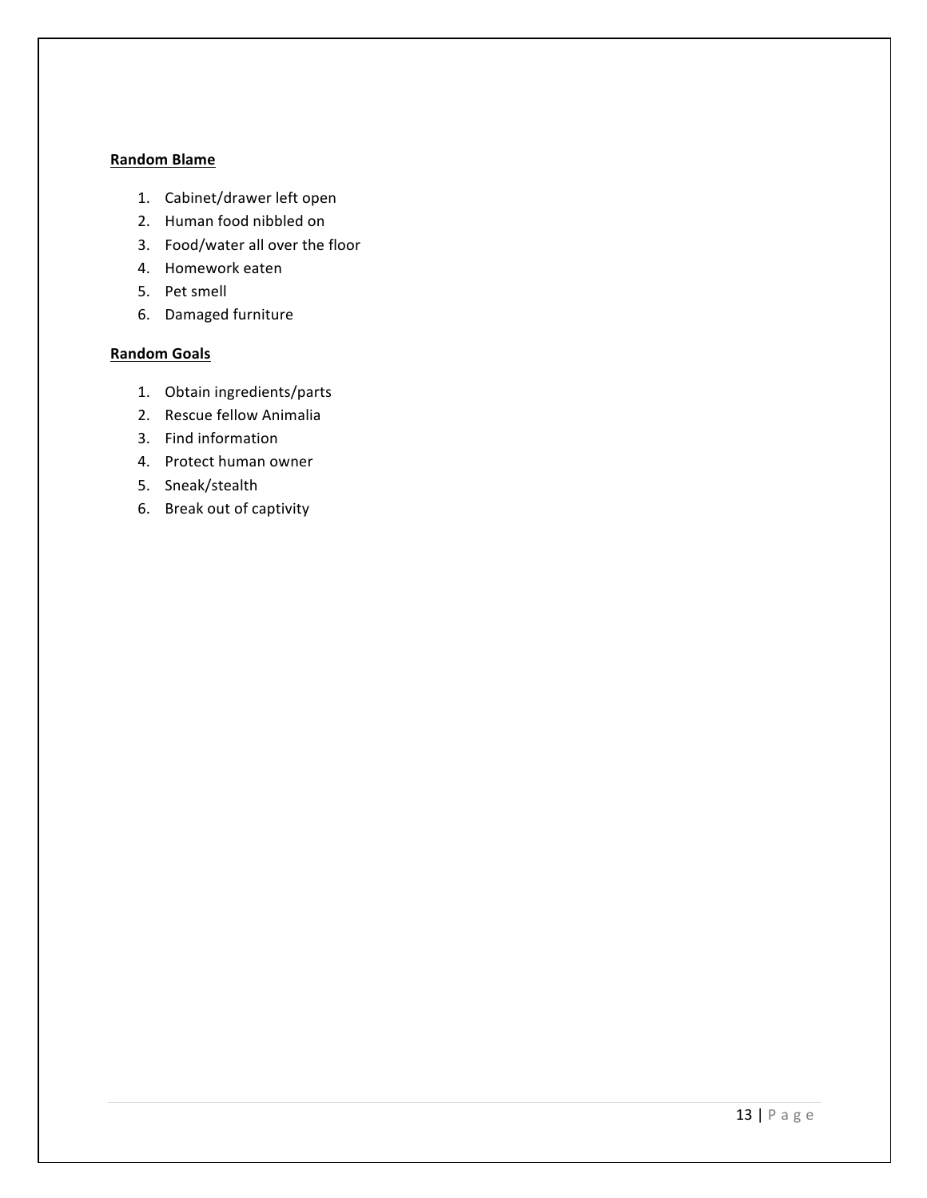**Random Blame**

1. Cabinet/drawer left open
2. Human food nibbled on
3. Food/water all over the floor
4. Homework eaten
5. Pet smell
6. Damaged furniture

**Random Goals**

1. Obtain ingredients/parts
2. Rescue fellow Animalia
3. Find information
4. Protect human owner
5. Sneak/stealth
6. Break out of captivity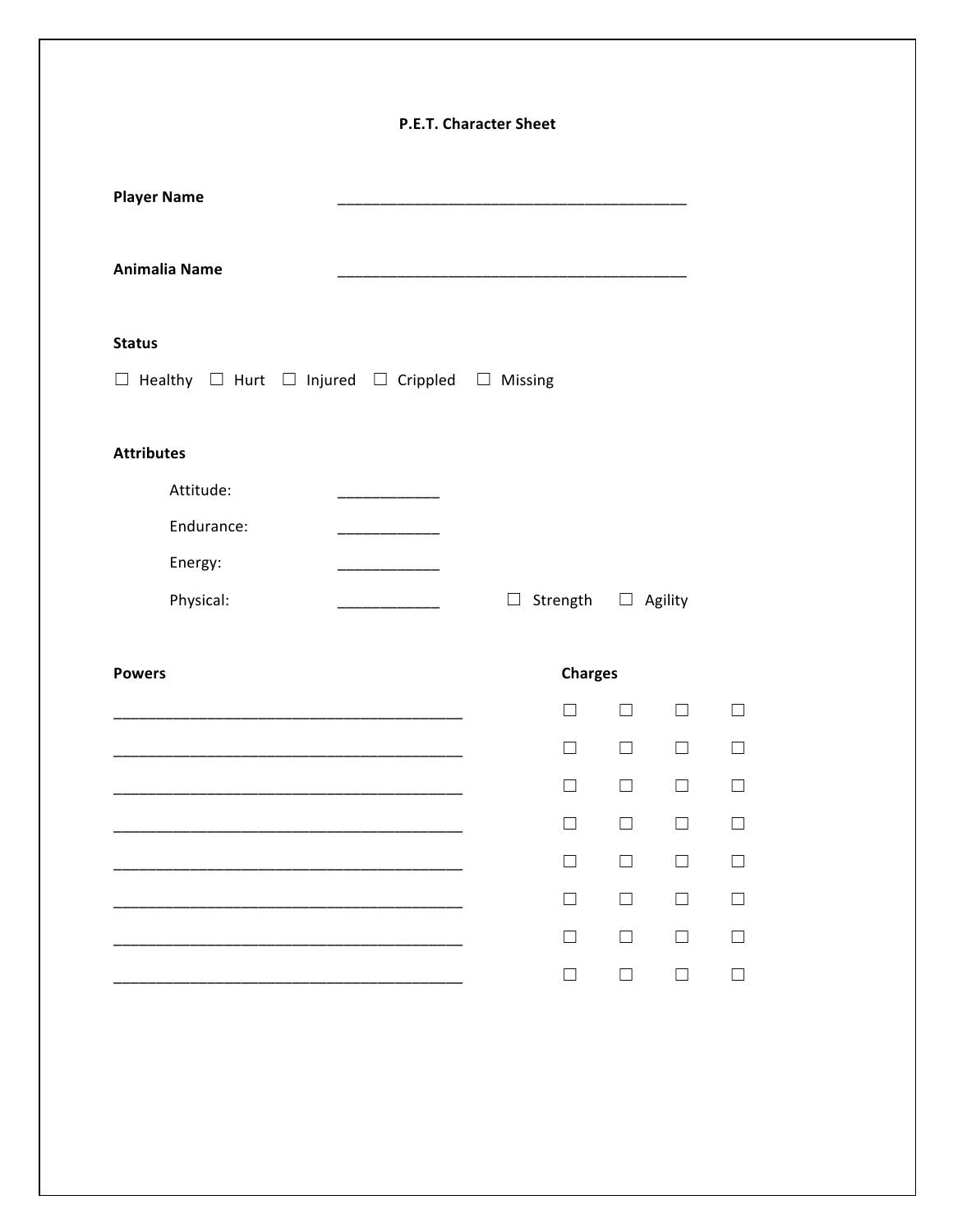## P.E.T. Character Sheet

**Player Name** ________________________________________

**Animalia Name** ________________________________________

**Status**

☐ Healthy ☐ Hurt ☐ Injured ☐ Crippled ☐ Missing

**Attributes**

Attitude: ____________

Endurance: ____________

Energy: ____________

Physical: ____________ ☐ Strength ☐ Agility

| **Powers** | **Charges** | | | |
|---|---|---|---|---|
| ________________________________________ | ☐ | ☐ | ☐ | ☐ |
| ________________________________________ | ☐ | ☐ | ☐ | ☐ |
| ________________________________________ | ☐ | ☐ | ☐ | ☐ |
| ________________________________________ | ☐ | ☐ | ☐ | ☐ |
| ________________________________________ | ☐ | ☐ | ☐ | ☐ |
| ________________________________________ | ☐ | ☐ | ☐ | ☐ |
| ________________________________________ | ☐ | ☐ | ☐ | ☐ |
| ________________________________________ | ☐ | ☐ | ☐ | ☐ |